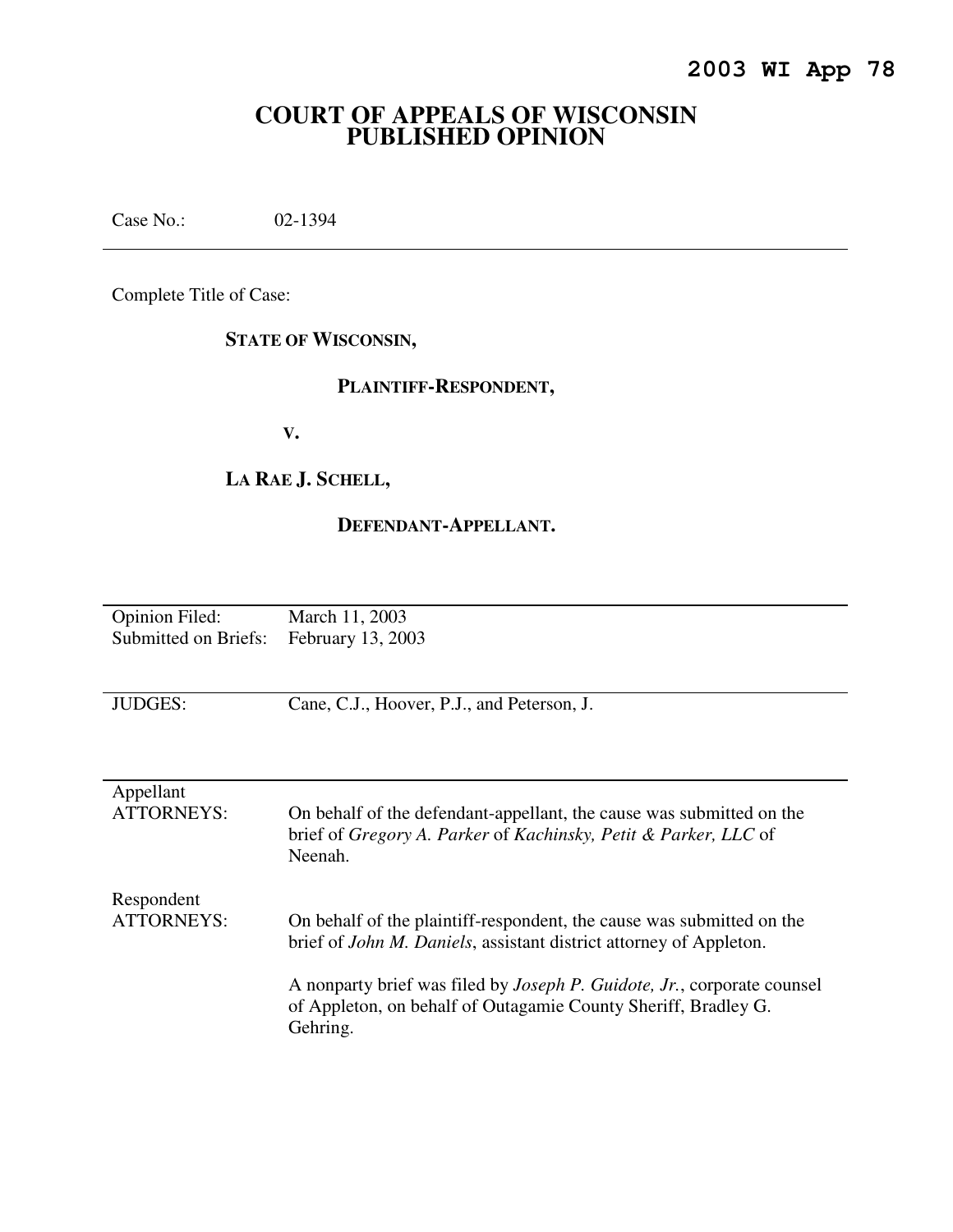**2003 WI App 78**

# COURT OF APPEALS OF WISCONSIN
# PUBLISHED OPINION

Case No.: 02-1394

---

Complete Title of Case:

**STATE OF WISCONSIN,**

**PLAINTIFF-RESPONDENT,**

**V.**

**LA RAE J. SCHELL,**

**DEFENDANT-APPELLANT.**

---

| | |
|---|---|
| Opinion Filed: | March 11, 2003 |
| Submitted on Briefs: | February 13, 2003 |

---

| | |
|---|---|
| JUDGES: | Cane, C.J., Hoover, P.J., and Peterson, J. |

---

Appellant
ATTORNEYS: On behalf of the defendant-appellant, the cause was submitted on the brief of *Gregory A. Parker* of *Kachinsky, Petit & Parker, LLC* of Neenah.

Respondent
ATTORNEYS: On behalf of the plaintiff-respondent, the cause was submitted on the brief of *John M. Daniels*, assistant district attorney of Appleton.

A nonparty brief was filed by *Joseph P. Guidote, Jr.*, corporate counsel of Appleton, on behalf of Outagamie County Sheriff, Bradley G. Gehring.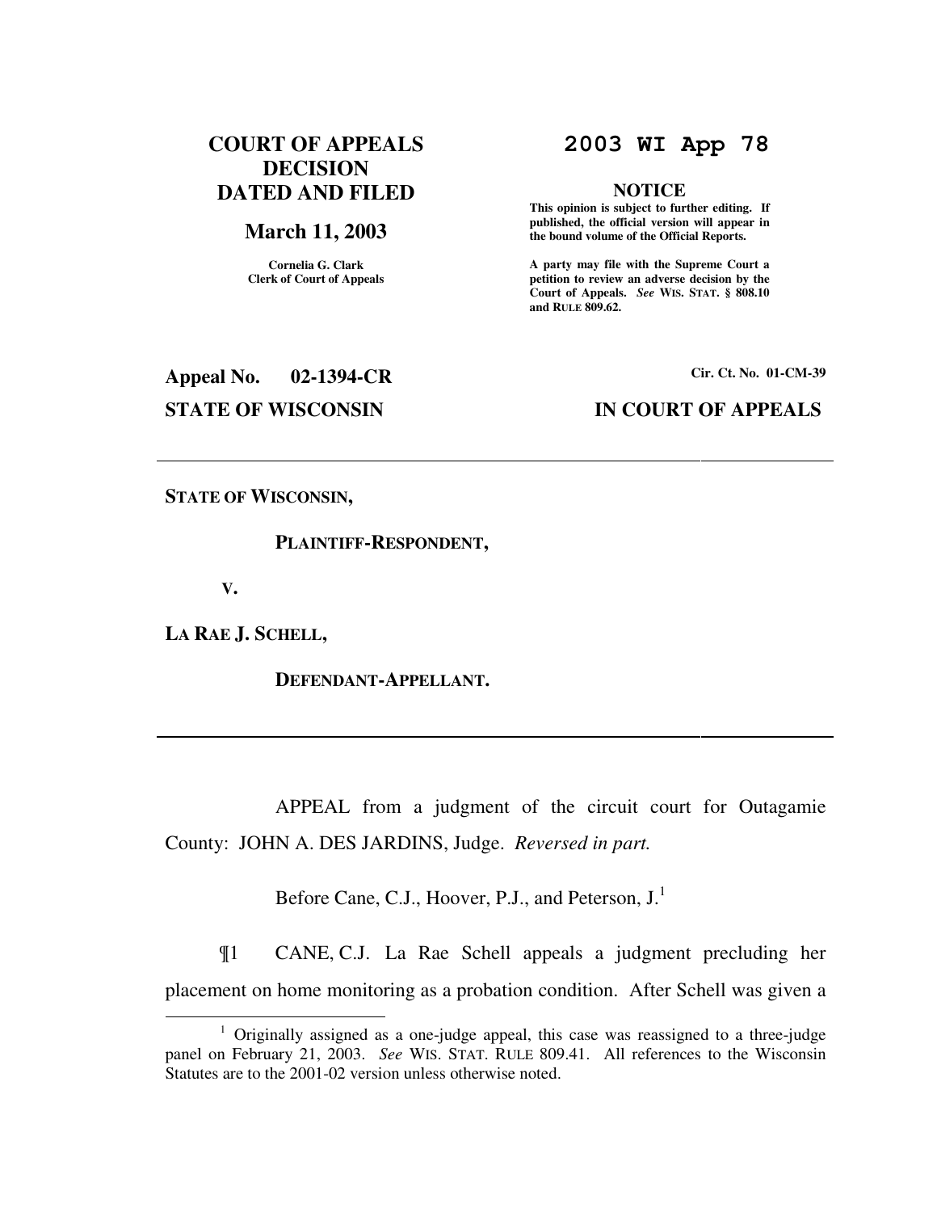**COURT OF APPEALS DECISION DATED AND FILED**

**March 11, 2003**

**Cornelia G. Clark**
**Clerk of Court of Appeals**

# 2003 WI App 78

**NOTICE**

**This opinion is subject to further editing. If published, the official version will appear in the bound volume of the Official Reports.**

**A party may file with the Supreme Court a petition to review an adverse decision by the Court of Appeals.** ***See*** **WIS. STAT. § 808.10 and RULE 809.62.**

**Appeal No. 02-1394-CR** &nbsp;&nbsp;&nbsp;&nbsp;&nbsp;&nbsp;&nbsp;&nbsp; **Cir. Ct. No. 01-CM-39**

**STATE OF WISCONSIN** &nbsp;&nbsp;&nbsp;&nbsp;&nbsp;&nbsp;&nbsp;&nbsp; **IN COURT OF APPEALS**

---

**STATE OF WISCONSIN,**

**PLAINTIFF-RESPONDENT,**

**V.**

**LA RAE J. SCHELL,**

**DEFENDANT-APPELLANT.**

---

APPEAL from a judgment of the circuit court for Outagamie County: JOHN A. DES JARDINS, Judge. *Reversed in part.*

Before Cane, C.J., Hoover, P.J., and Peterson, J.[1]

¶1 CANE, C.J. La Rae Schell appeals a judgment precluding her placement on home monitoring as a probation condition. After Schell was given a

---

[1] Originally assigned as a one-judge appeal, this case was reassigned to a three-judge panel on February 21, 2003. *See* WIS. STAT. RULE 809.41. All references to the Wisconsin Statutes are to the 2001-02 version unless otherwise noted.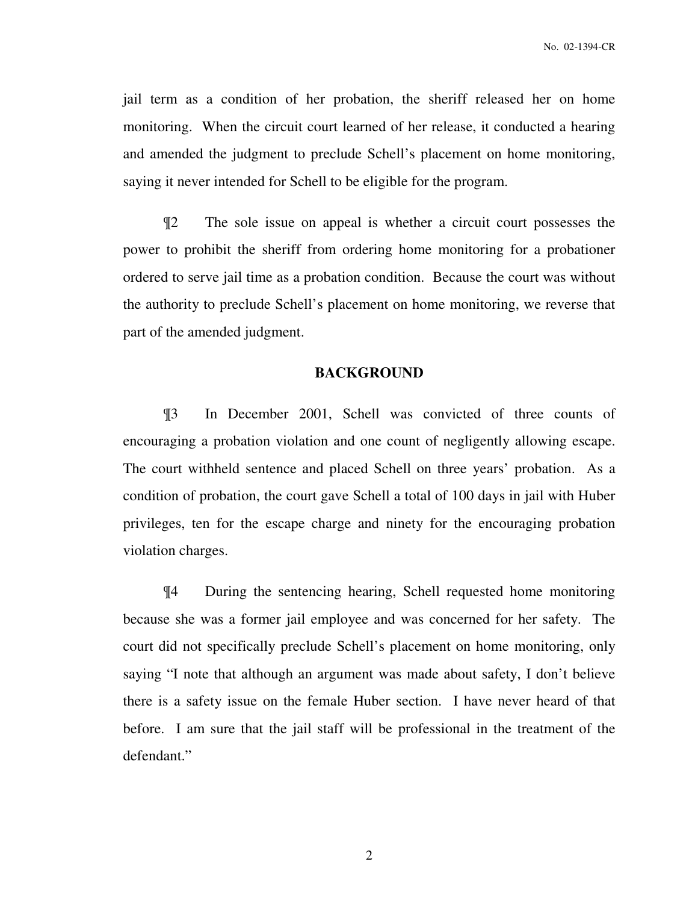jail term as a condition of her probation, the sheriff released her on home monitoring. When the circuit court learned of her release, it conducted a hearing and amended the judgment to preclude Schell's placement on home monitoring, saying it never intended for Schell to be eligible for the program.

¶2 The sole issue on appeal is whether a circuit court possesses the power to prohibit the sheriff from ordering home monitoring for a probationer ordered to serve jail time as a probation condition. Because the court was without the authority to preclude Schell's placement on home monitoring, we reverse that part of the amended judgment.

## BACKGROUND

¶3 In December 2001, Schell was convicted of three counts of encouraging a probation violation and one count of negligently allowing escape. The court withheld sentence and placed Schell on three years' probation. As a condition of probation, the court gave Schell a total of 100 days in jail with Huber privileges, ten for the escape charge and ninety for the encouraging probation violation charges.

¶4 During the sentencing hearing, Schell requested home monitoring because she was a former jail employee and was concerned for her safety. The court did not specifically preclude Schell's placement on home monitoring, only saying "I note that although an argument was made about safety, I don't believe there is a safety issue on the female Huber section. I have never heard of that before. I am sure that the jail staff will be professional in the treatment of the defendant."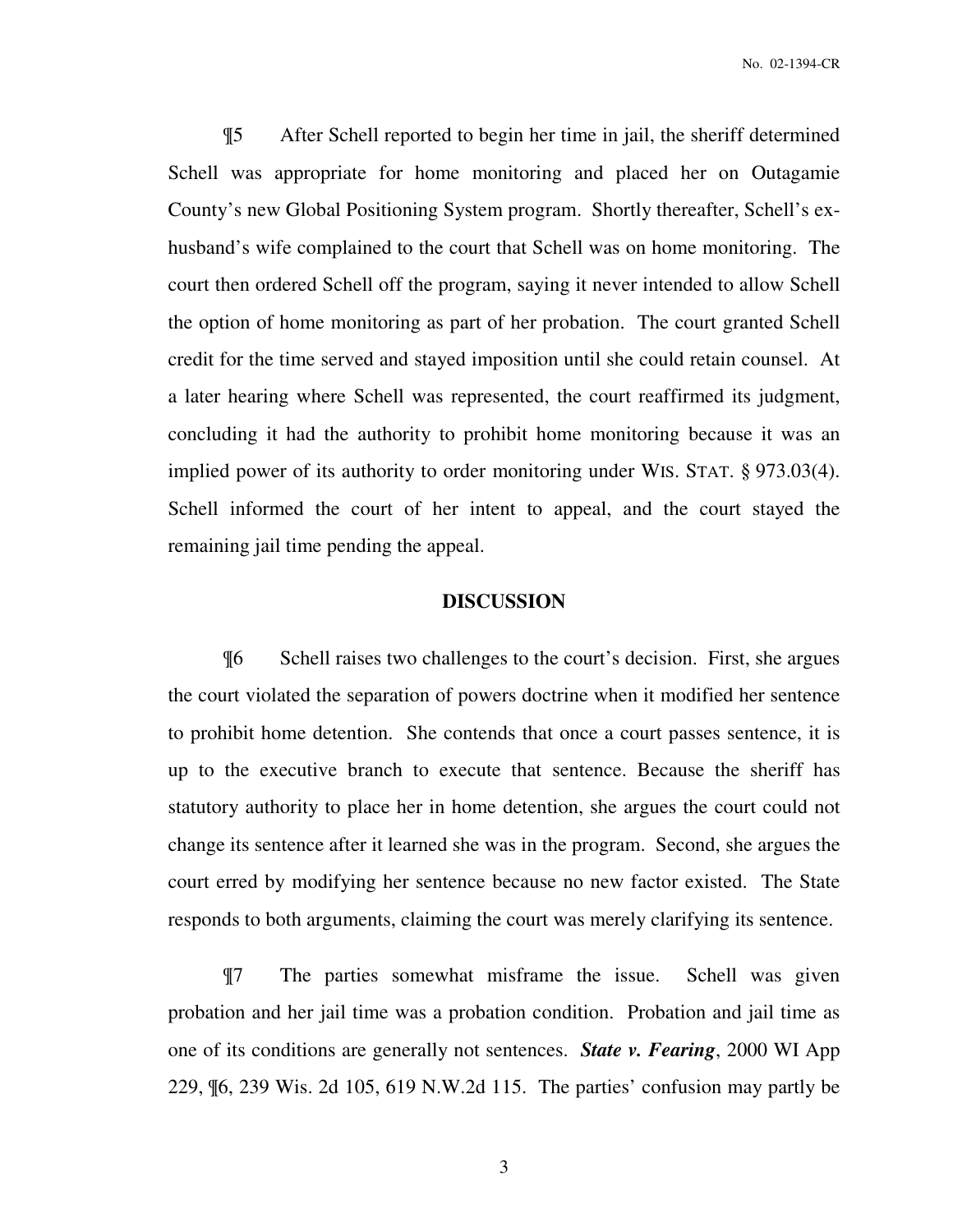¶5 After Schell reported to begin her time in jail, the sheriff determined Schell was appropriate for home monitoring and placed her on Outagamie County's new Global Positioning System program. Shortly thereafter, Schell's ex-husband's wife complained to the court that Schell was on home monitoring. The court then ordered Schell off the program, saying it never intended to allow Schell the option of home monitoring as part of her probation. The court granted Schell credit for the time served and stayed imposition until she could retain counsel. At a later hearing where Schell was represented, the court reaffirmed its judgment, concluding it had the authority to prohibit home monitoring because it was an implied power of its authority to order monitoring under WIS. STAT. § 973.03(4). Schell informed the court of her intent to appeal, and the court stayed the remaining jail time pending the appeal.

## DISCUSSION

¶6 Schell raises two challenges to the court's decision. First, she argues the court violated the separation of powers doctrine when it modified her sentence to prohibit home detention. She contends that once a court passes sentence, it is up to the executive branch to execute that sentence. Because the sheriff has statutory authority to place her in home detention, she argues the court could not change its sentence after it learned she was in the program. Second, she argues the court erred by modifying her sentence because no new factor existed. The State responds to both arguments, claiming the court was merely clarifying its sentence.

¶7 The parties somewhat misframe the issue. Schell was given probation and her jail time was a probation condition. Probation and jail time as one of its conditions are generally not sentences. ***State v. Fearing***, 2000 WI App 229, ¶6, 239 Wis. 2d 105, 619 N.W.2d 115. The parties' confusion may partly be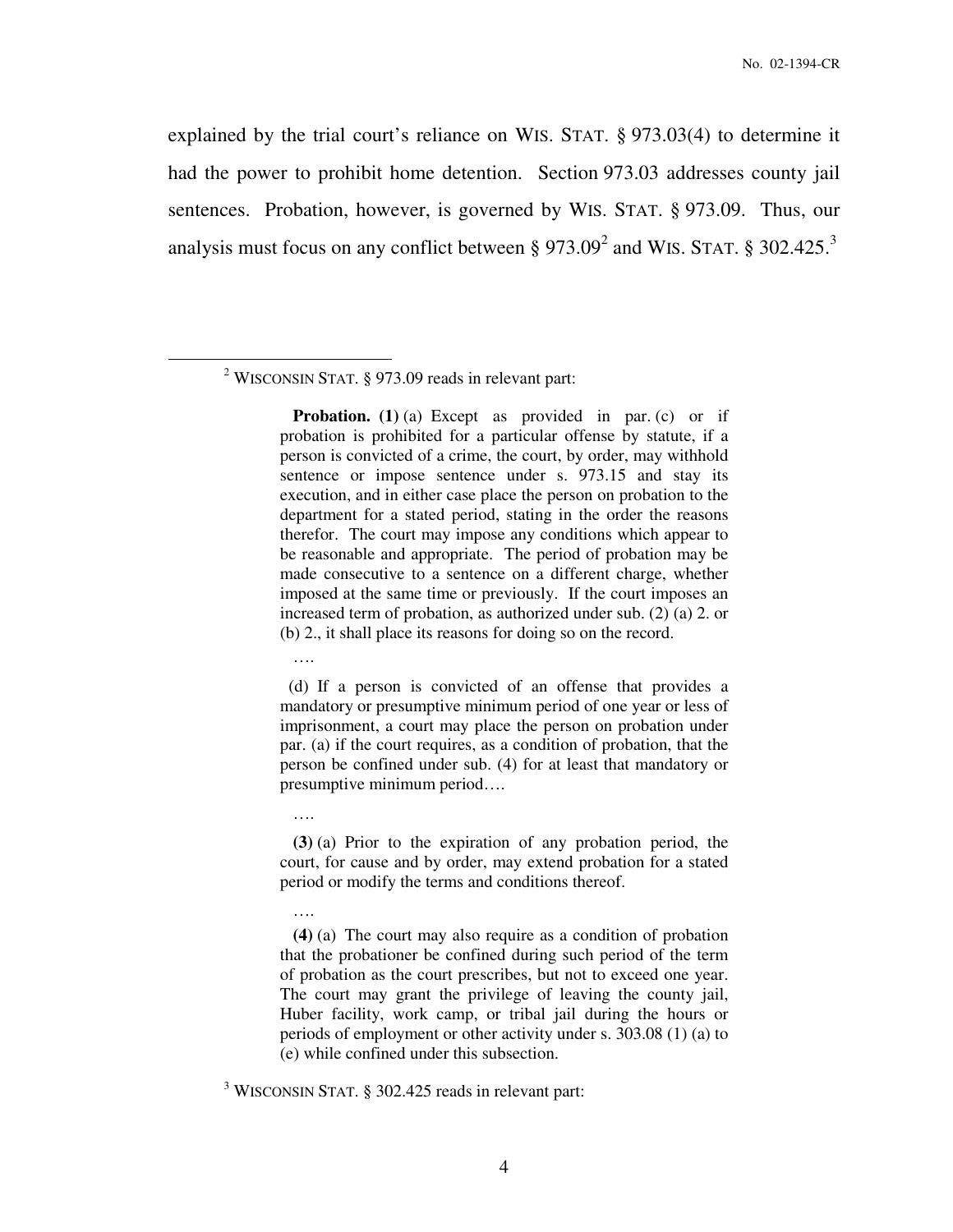explained by the trial court's reliance on WIS. STAT. § 973.03(4) to determine it had the power to prohibit home detention. Section 973.03 addresses county jail sentences. Probation, however, is governed by WIS. STAT. § 973.09. Thus, our analysis must focus on any conflict between § 973.09[2] and WIS. STAT. § 302.425.[3]

---

[2] WISCONSIN STAT. § 973.09 reads in relevant part:

> **Probation. (1)** (a) Except as provided in par. (c) or if probation is prohibited for a particular offense by statute, if a person is convicted of a crime, the court, by order, may withhold sentence or impose sentence under s. 973.15 and stay its execution, and in either case place the person on probation to the department for a stated period, stating in the order the reasons therefor. The court may impose any conditions which appear to be reasonable and appropriate. The period of probation may be made consecutive to a sentence on a different charge, whether imposed at the same time or previously. If the court imposes an increased term of probation, as authorized under sub. (2) (a) 2. or (b) 2., it shall place its reasons for doing so on the record.
>
> ….
>
> (d) If a person is convicted of an offense that provides a mandatory or presumptive minimum period of one year or less of imprisonment, a court may place the person on probation under par. (a) if the court requires, as a condition of probation, that the person be confined under sub. (4) for at least that mandatory or presumptive minimum period….
>
> ….
>
> **(3)** (a) Prior to the expiration of any probation period, the court, for cause and by order, may extend probation for a stated period or modify the terms and conditions thereof.
>
> ….
>
> **(4)** (a) The court may also require as a condition of probation that the probationer be confined during such period of the term of probation as the court prescribes, but not to exceed one year. The court may grant the privilege of leaving the county jail, Huber facility, work camp, or tribal jail during the hours or periods of employment or other activity under s. 303.08 (1) (a) to (e) while confined under this subsection.

[3] WISCONSIN STAT. § 302.425 reads in relevant part: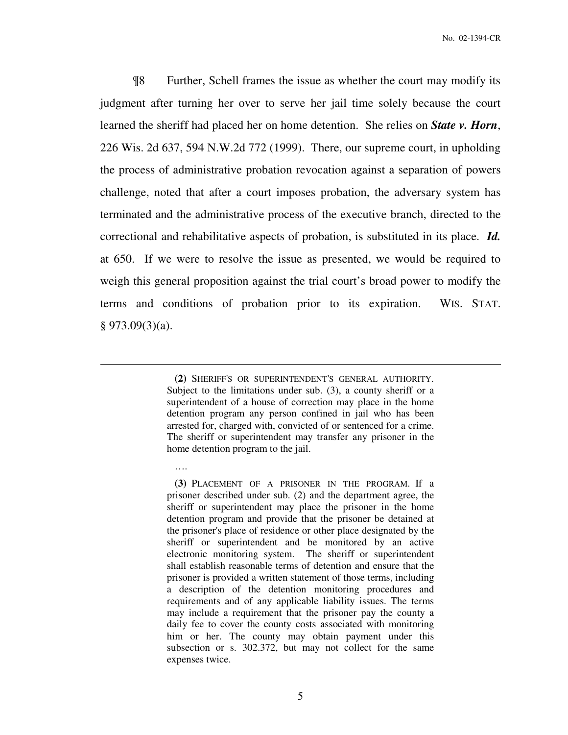¶8 Further, Schell frames the issue as whether the court may modify its judgment after turning her over to serve her jail time solely because the court learned the sheriff had placed her on home detention. She relies on ***State v. Horn***, 226 Wis. 2d 637, 594 N.W.2d 772 (1999). There, our supreme court, in upholding the process of administrative probation revocation against a separation of powers challenge, noted that after a court imposes probation, the adversary system has terminated and the administrative process of the executive branch, directed to the correctional and rehabilitative aspects of probation, is substituted in its place. ***Id.*** at 650. If we were to resolve the issue as presented, we would be required to weigh this general proposition against the trial court's broad power to modify the terms and conditions of probation prior to its expiration. WIS. STAT. § 973.09(3)(a).

---

> **(2)** SHERIFF'S OR SUPERINTENDENT'S GENERAL AUTHORITY. Subject to the limitations under sub. (3), a county sheriff or a superintendent of a house of correction may place in the home detention program any person confined in jail who has been arrested for, charged with, convicted of or sentenced for a crime. The sheriff or superintendent may transfer any prisoner in the home detention program to the jail.
>
> ….
>
> **(3)** PLACEMENT OF A PRISONER IN THE PROGRAM. If a prisoner described under sub. (2) and the department agree, the sheriff or superintendent may place the prisoner in the home detention program and provide that the prisoner be detained at the prisoner's place of residence or other place designated by the sheriff or superintendent and be monitored by an active electronic monitoring system. The sheriff or superintendent shall establish reasonable terms of detention and ensure that the prisoner is provided a written statement of those terms, including a description of the detention monitoring procedures and requirements and of any applicable liability issues. The terms may include a requirement that the prisoner pay the county a daily fee to cover the county costs associated with monitoring him or her. The county may obtain payment under this subsection or s. 302.372, but may not collect for the same expenses twice.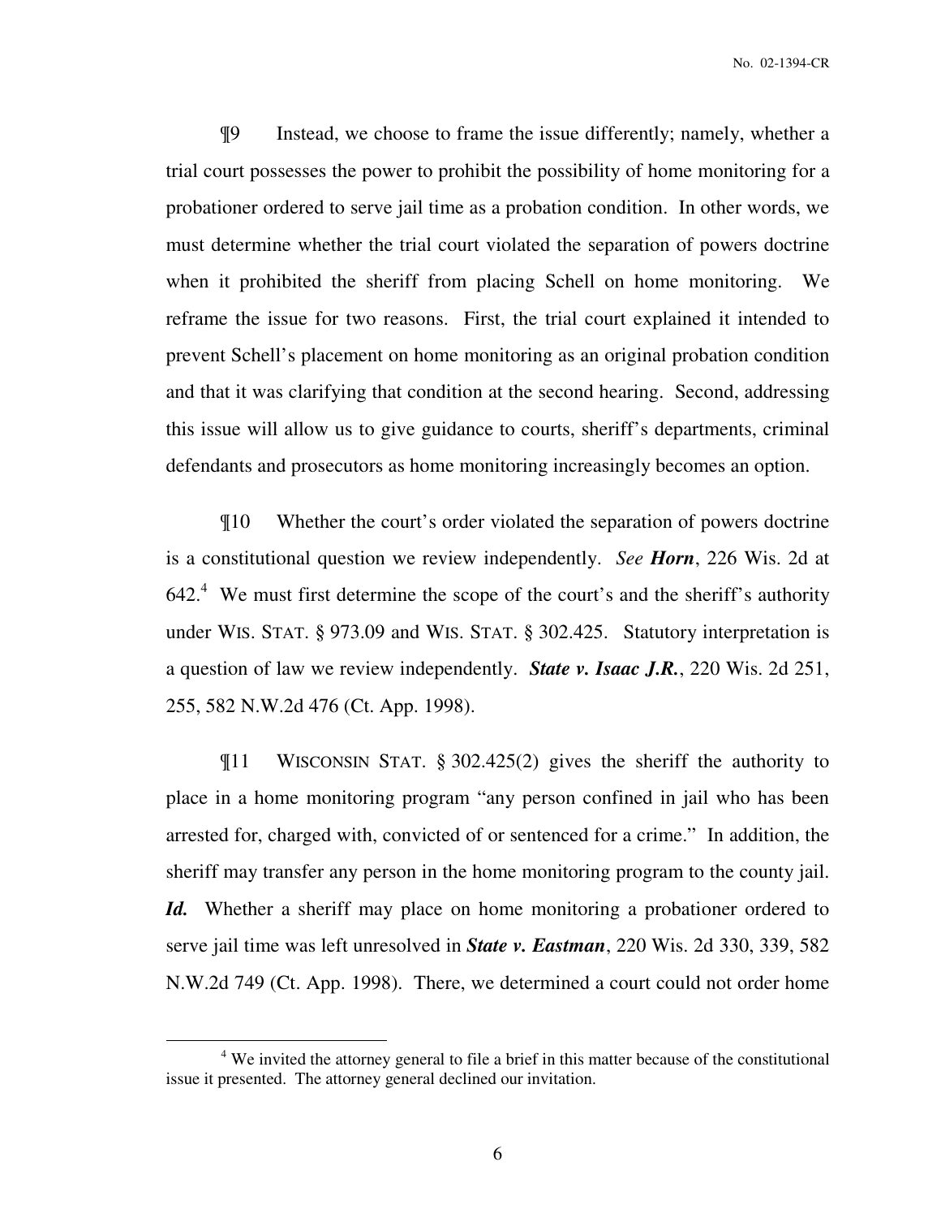¶9 Instead, we choose to frame the issue differently; namely, whether a trial court possesses the power to prohibit the possibility of home monitoring for a probationer ordered to serve jail time as a probation condition. In other words, we must determine whether the trial court violated the separation of powers doctrine when it prohibited the sheriff from placing Schell on home monitoring. We reframe the issue for two reasons. First, the trial court explained it intended to prevent Schell's placement on home monitoring as an original probation condition and that it was clarifying that condition at the second hearing. Second, addressing this issue will allow us to give guidance to courts, sheriff's departments, criminal defendants and prosecutors as home monitoring increasingly becomes an option.

¶10 Whether the court's order violated the separation of powers doctrine is a constitutional question we review independently. *See* ***Horn***, 226 Wis. 2d at 642.[4] We must first determine the scope of the court's and the sheriff's authority under WIS. STAT. § 973.09 and WIS. STAT. § 302.425. Statutory interpretation is a question of law we review independently. ***State v. Isaac J.R.***, 220 Wis. 2d 251, 255, 582 N.W.2d 476 (Ct. App. 1998).

¶11 WISCONSIN STAT. § 302.425(2) gives the sheriff the authority to place in a home monitoring program "any person confined in jail who has been arrested for, charged with, convicted of or sentenced for a crime." In addition, the sheriff may transfer any person in the home monitoring program to the county jail. ***Id.*** Whether a sheriff may place on home monitoring a probationer ordered to serve jail time was left unresolved in ***State v. Eastman***, 220 Wis. 2d 330, 339, 582 N.W.2d 749 (Ct. App. 1998). There, we determined a court could not order home

---

[4] We invited the attorney general to file a brief in this matter because of the constitutional issue it presented. The attorney general declined our invitation.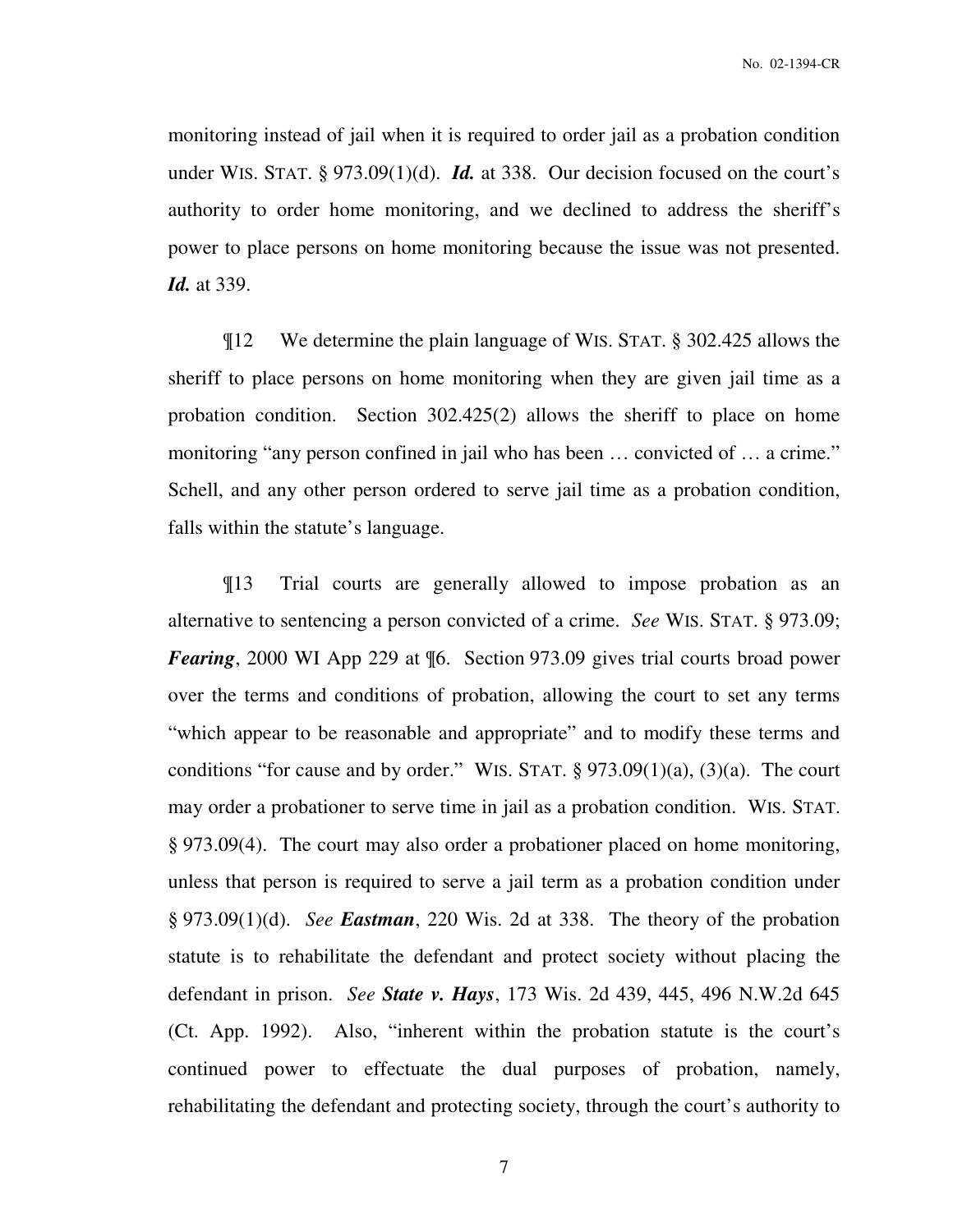monitoring instead of jail when it is required to order jail as a probation condition under WIS. STAT. § 973.09(1)(d). ***Id.*** at 338. Our decision focused on the court's authority to order home monitoring, and we declined to address the sheriff's power to place persons on home monitoring because the issue was not presented. ***Id.*** at 339.

¶12 We determine the plain language of WIS. STAT. § 302.425 allows the sheriff to place persons on home monitoring when they are given jail time as a probation condition. Section 302.425(2) allows the sheriff to place on home monitoring "any person confined in jail who has been … convicted of … a crime." Schell, and any other person ordered to serve jail time as a probation condition, falls within the statute's language.

¶13 Trial courts are generally allowed to impose probation as an alternative to sentencing a person convicted of a crime. *See* WIS. STAT. § 973.09; ***Fearing***, 2000 WI App 229 at ¶6. Section 973.09 gives trial courts broad power over the terms and conditions of probation, allowing the court to set any terms "which appear to be reasonable and appropriate" and to modify these terms and conditions "for cause and by order." WIS. STAT. § 973.09(1)(a), (3)(a). The court may order a probationer to serve time in jail as a probation condition. WIS. STAT. § 973.09(4). The court may also order a probationer placed on home monitoring, unless that person is required to serve a jail term as a probation condition under § 973.09(1)(d). *See* ***Eastman***, 220 Wis. 2d at 338. The theory of the probation statute is to rehabilitate the defendant and protect society without placing the defendant in prison. *See* ***State v. Hays***, 173 Wis. 2d 439, 445, 496 N.W.2d 645 (Ct. App. 1992). Also, "inherent within the probation statute is the court's continued power to effectuate the dual purposes of probation, namely, rehabilitating the defendant and protecting society, through the court's authority to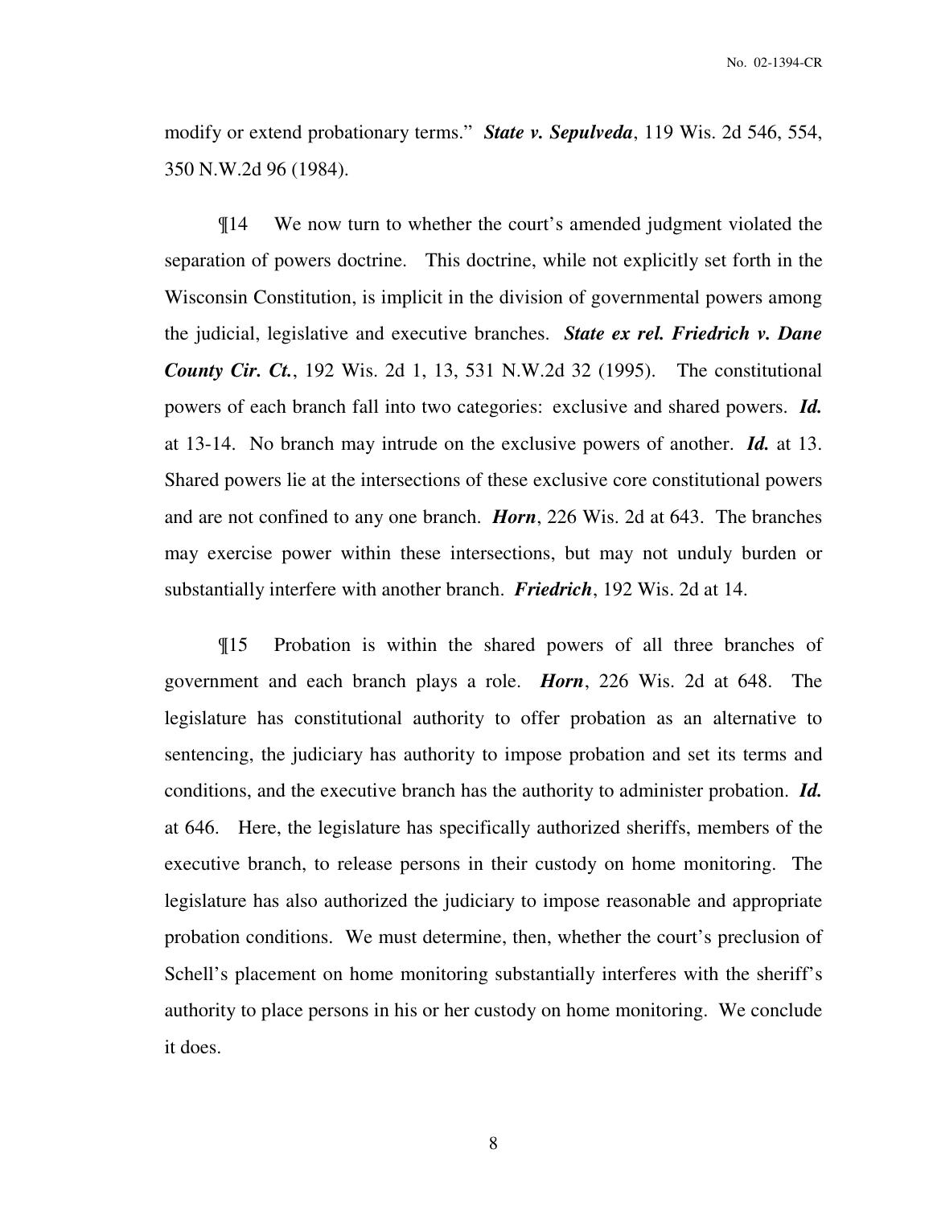modify or extend probationary terms." ***State v. Sepulveda***, 119 Wis. 2d 546, 554, 350 N.W.2d 96 (1984).

¶14 We now turn to whether the court's amended judgment violated the separation of powers doctrine. This doctrine, while not explicitly set forth in the Wisconsin Constitution, is implicit in the division of governmental powers among the judicial, legislative and executive branches. ***State ex rel. Friedrich v. Dane County Cir. Ct.***, 192 Wis. 2d 1, 13, 531 N.W.2d 32 (1995). The constitutional powers of each branch fall into two categories: exclusive and shared powers. ***Id.*** at 13-14. No branch may intrude on the exclusive powers of another. ***Id.*** at 13. Shared powers lie at the intersections of these exclusive core constitutional powers and are not confined to any one branch. ***Horn***, 226 Wis. 2d at 643. The branches may exercise power within these intersections, but may not unduly burden or substantially interfere with another branch. ***Friedrich***, 192 Wis. 2d at 14.

¶15 Probation is within the shared powers of all three branches of government and each branch plays a role. ***Horn***, 226 Wis. 2d at 648. The legislature has constitutional authority to offer probation as an alternative to sentencing, the judiciary has authority to impose probation and set its terms and conditions, and the executive branch has the authority to administer probation. ***Id.*** at 646. Here, the legislature has specifically authorized sheriffs, members of the executive branch, to release persons in their custody on home monitoring. The legislature has also authorized the judiciary to impose reasonable and appropriate probation conditions. We must determine, then, whether the court's preclusion of Schell's placement on home monitoring substantially interferes with the sheriff's authority to place persons in his or her custody on home monitoring. We conclude it does.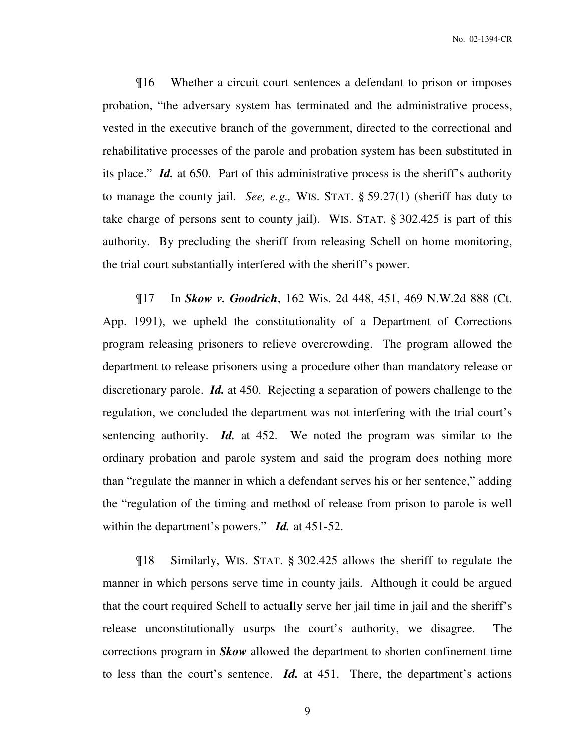¶16 Whether a circuit court sentences a defendant to prison or imposes probation, "the adversary system has terminated and the administrative process, vested in the executive branch of the government, directed to the correctional and rehabilitative processes of the parole and probation system has been substituted in its place." ***Id.*** at 650. Part of this administrative process is the sheriff's authority to manage the county jail. *See, e.g.,* WIS. STAT. § 59.27(1) (sheriff has duty to take charge of persons sent to county jail). WIS. STAT. § 302.425 is part of this authority. By precluding the sheriff from releasing Schell on home monitoring, the trial court substantially interfered with the sheriff's power.

¶17 In ***Skow v. Goodrich***, 162 Wis. 2d 448, 451, 469 N.W.2d 888 (Ct. App. 1991), we upheld the constitutionality of a Department of Corrections program releasing prisoners to relieve overcrowding. The program allowed the department to release prisoners using a procedure other than mandatory release or discretionary parole. ***Id.*** at 450. Rejecting a separation of powers challenge to the regulation, we concluded the department was not interfering with the trial court's sentencing authority. ***Id.*** at 452. We noted the program was similar to the ordinary probation and parole system and said the program does nothing more than "regulate the manner in which a defendant serves his or her sentence," adding the "regulation of the timing and method of release from prison to parole is well within the department's powers." ***Id.*** at 451-52.

¶18 Similarly, WIS. STAT. § 302.425 allows the sheriff to regulate the manner in which persons serve time in county jails. Although it could be argued that the court required Schell to actually serve her jail time in jail and the sheriff's release unconstitutionally usurps the court's authority, we disagree. The corrections program in ***Skow*** allowed the department to shorten confinement time to less than the court's sentence. ***Id.*** at 451. There, the department's actions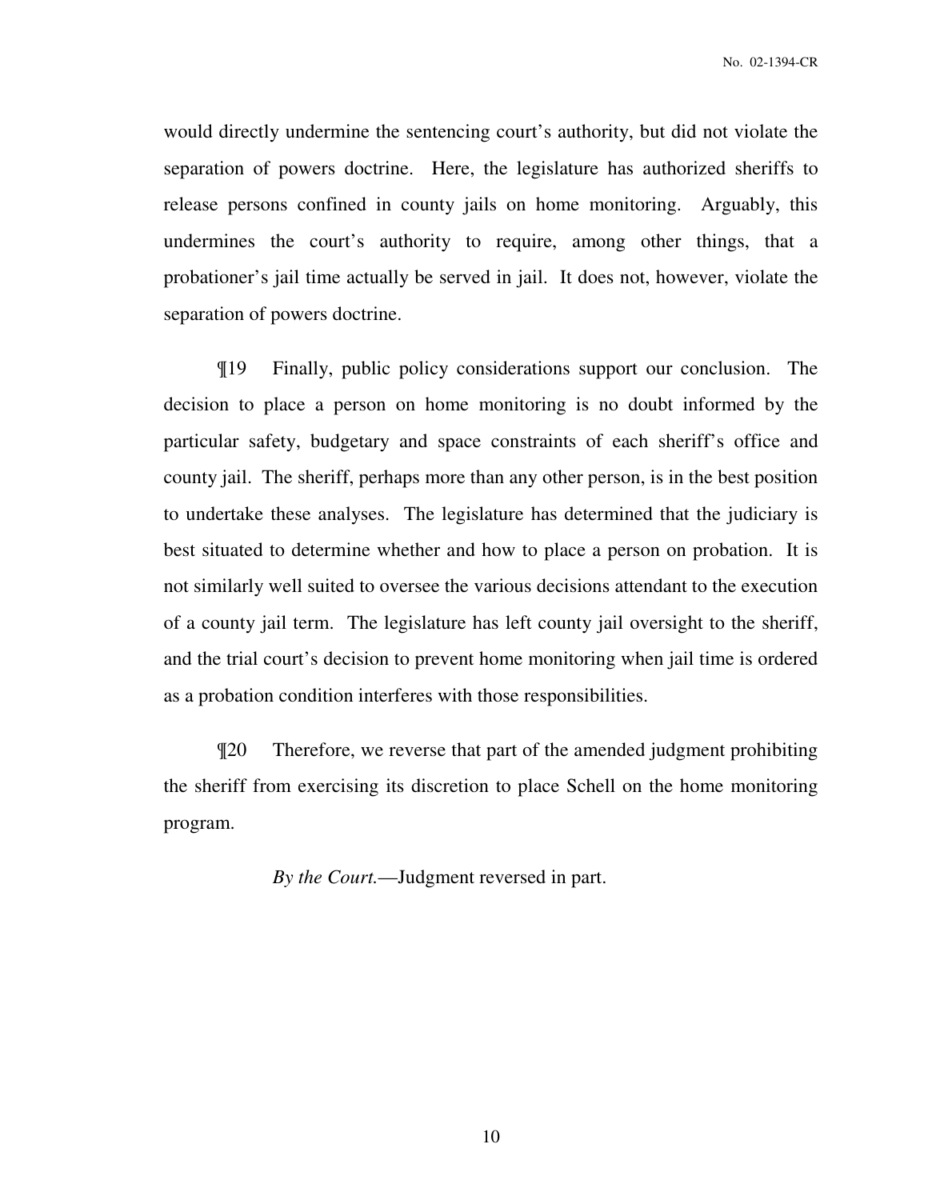would directly undermine the sentencing court's authority, but did not violate the separation of powers doctrine. Here, the legislature has authorized sheriffs to release persons confined in county jails on home monitoring. Arguably, this undermines the court's authority to require, among other things, that a probationer's jail time actually be served in jail. It does not, however, violate the separation of powers doctrine.

¶19 Finally, public policy considerations support our conclusion. The decision to place a person on home monitoring is no doubt informed by the particular safety, budgetary and space constraints of each sheriff's office and county jail. The sheriff, perhaps more than any other person, is in the best position to undertake these analyses. The legislature has determined that the judiciary is best situated to determine whether and how to place a person on probation. It is not similarly well suited to oversee the various decisions attendant to the execution of a county jail term. The legislature has left county jail oversight to the sheriff, and the trial court's decision to prevent home monitoring when jail time is ordered as a probation condition interferes with those responsibilities.

¶20 Therefore, we reverse that part of the amended judgment prohibiting the sheriff from exercising its discretion to place Schell on the home monitoring program.

*By the Court.*—Judgment reversed in part.